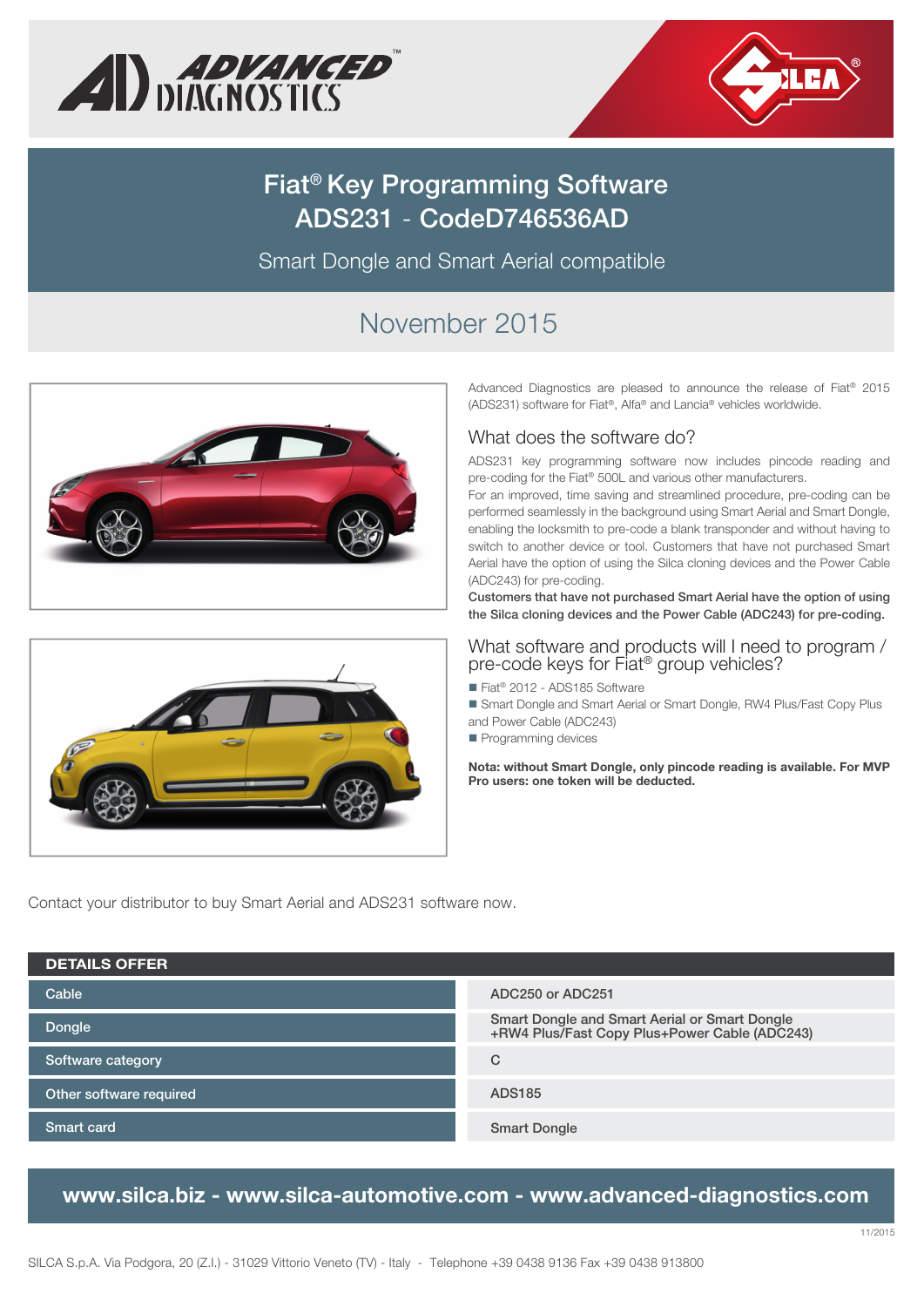# Fiat® Key Programming Software ADS231 - CodeD746536AD

Smart Dongle and Smart Aerial compatible

## November 2015

Advanced Diagnostics are pleased to announce the release of Fiat® 2015 (ADS231) software for Fiat®, Alfa® and Lancia® vehicles worldwide.

### What does the software do?

ADS231 key programming software now includes pincode reading and pre-coding for the Fiat® 500L and various other manufacturers.

For an improved, time saving and streamlined procedure, pre-coding can be performed seamlessly in the background using Smart Aerial and Smart Dongle, enabling the locksmith to pre-code a blank transponder and without having to switch to another device or tool. Customers that have not purchased Smart Aerial have the option of using the Silca cloning devices and the Power Cable (ADC243) for pre-coding.

**Customers that have not purchased Smart Aerial have the option of using the Silca cloning devices and the Power Cable (ADC243) for pre-coding.**

### What software and products will I need to program / pre-code keys for Fiat® group vehicles?

- Fiat® 2012 - ADS185 Software
- Smart Dongle and Smart Aerial or Smart Dongle, RW4 Plus/Fast Copy Plus and Power Cable (ADC243)
- Programming devices

**Nota: without Smart Dongle, only pincode reading is available. For MVP Pro users: one token will be deducted.**

Contact your distributor to buy Smart Aerial and ADS231 software now.

| DETAILS OFFER | |
|---|---|
| Cable | ADC250 or ADC251 |
| Dongle | Smart Dongle and Smart Aerial or Smart Dongle +RW4 Plus/Fast Copy Plus+Power Cable (ADC243) |
| Software category | C |
| Other software required | ADS185 |
| Smart card | Smart Dongle |

**www.silca.biz - www.silca-automotive.com - www.advanced-diagnostics.com**

11/2015

SILCA S.p.A. Via Podgora, 20 (Z.I.) - 31029 Vittorio Veneto (TV) - Italy - Telephone +39 0438 9136 Fax +39 0438 913800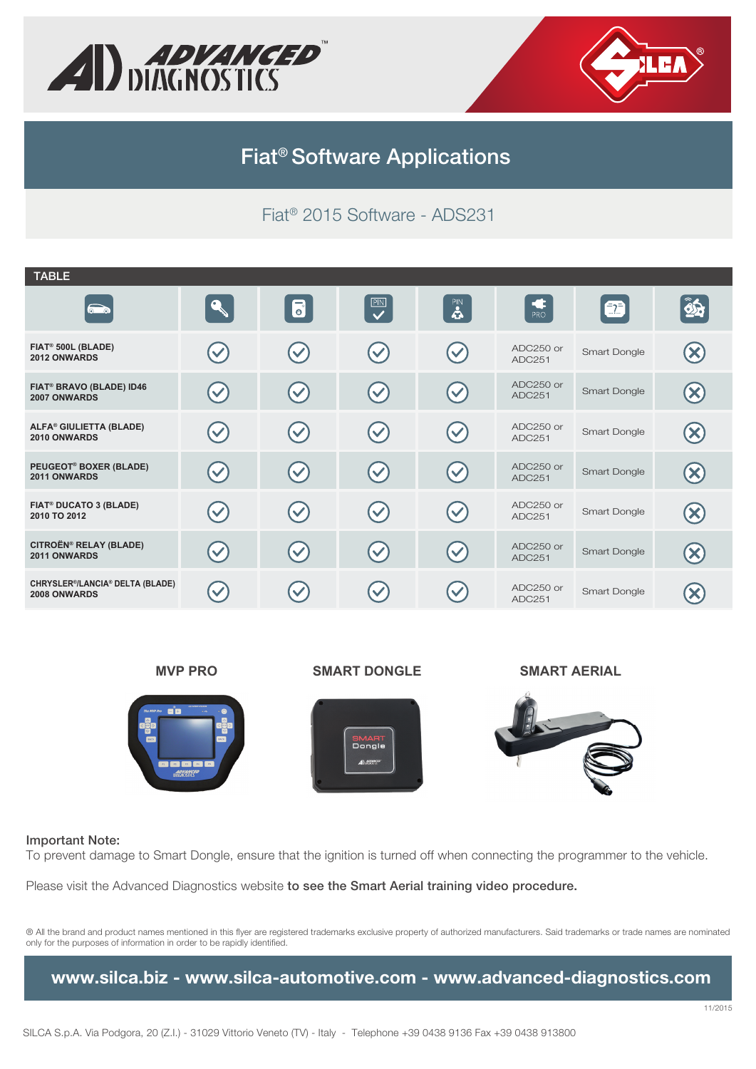# Fiat® Software Applications

## Fiat® 2015 Software - ADS231

**TABLE**

| | | | | | | | |
|---|---|---|---|---|---|---|---|
| **FIAT® 500L (BLADE) 2012 ONWARDS** | ✓ | ✓ | ✓ | ✓ | ADC250 or ADC251 | Smart Dongle | ✗ |
| **FIAT® BRAVO (BLADE) ID46 2007 ONWARDS** | ✓ | ✓ | ✓ | ✓ | ADC250 or ADC251 | Smart Dongle | ✗ |
| **ALFA® GIULIETTA (BLADE) 2010 ONWARDS** | ✓ | ✓ | ✓ | ✓ | ADC250 or ADC251 | Smart Dongle | ✗ |
| **PEUGEOT® BOXER (BLADE) 2011 ONWARDS** | ✓ | ✓ | ✓ | ✓ | ADC250 or ADC251 | Smart Dongle | ✗ |
| **FIAT® DUCATO 3 (BLADE) 2010 TO 2012** | ✓ | ✓ | ✓ | ✓ | ADC250 or ADC251 | Smart Dongle | ✗ |
| **CITROËN® RELAY (BLADE) 2011 ONWARDS** | ✓ | ✓ | ✓ | ✓ | ADC250 or ADC251 | Smart Dongle | ✗ |
| **CHRYSLER®/LANCIA® DELTA (BLADE) 2008 ONWARDS** | ✓ | ✓ | ✓ | ✓ | ADC250 or ADC251 | Smart Dongle | ✗ |

**MVP PRO**

**SMART DONGLE**

**SMART AERIAL**

**Important Note:**
To prevent damage to Smart Dongle, ensure that the ignition is turned off when connecting the programmer to the vehicle.

Please visit the Advanced Diagnostics website **to see the Smart Aerial training video procedure.**

® All the brand and product names mentioned in this flyer are registered trademarks exclusive property of authorized manufacturers. Said trademarks or trade names are nominated only for the purposes of information in order to be rapidly identified.

**www.silca.biz - www.silca-automotive.com - www.advanced-diagnostics.com**

11/2015

SILCA S.p.A. Via Podgora, 20 (Z.I.) - 31029 Vittorio Veneto (TV) - Italy - Telephone +39 0438 9136 Fax +39 0438 913800